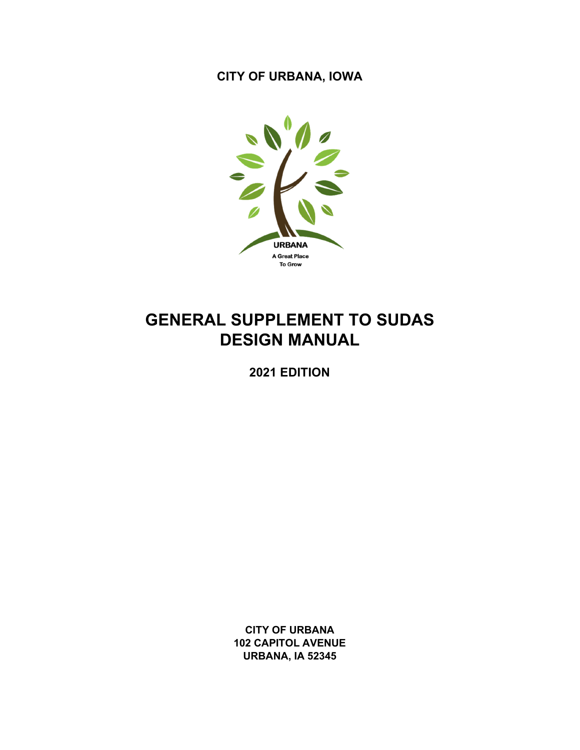**CITY OF URBANA, IOWA**

URBANA

A Great Place To Grow

# GENERAL SUPPLEMENT TO SUDAS DESIGN MANUAL

**2021 EDITION**

**CITY OF URBANA**
**102 CAPITOL AVENUE**
**URBANA, IA 52345**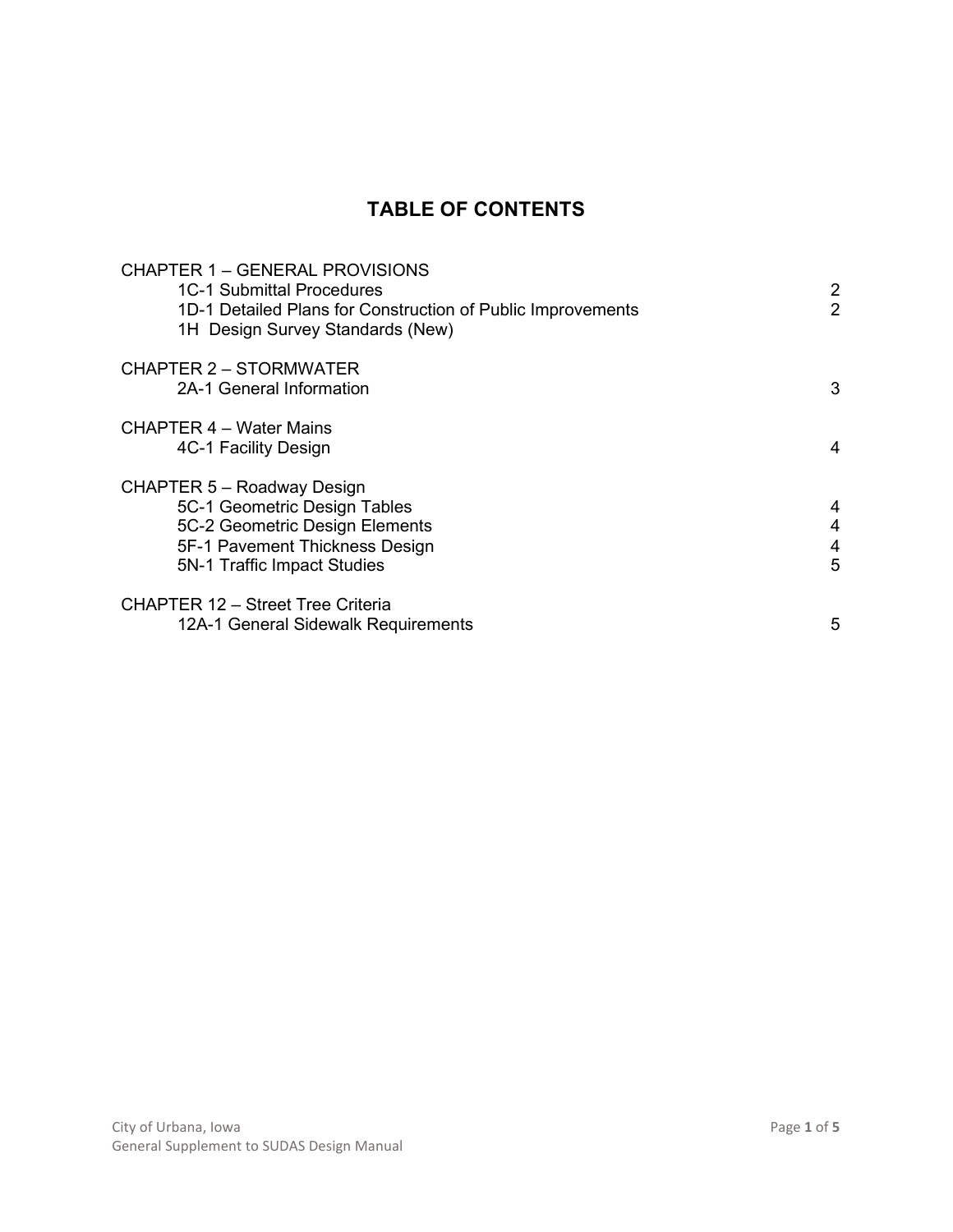# TABLE OF CONTENTS

| | |
|---|---|
| CHAPTER 1 – GENERAL PROVISIONS | |
| 1C-1 Submittal Procedures | 2 |
| 1D-1 Detailed Plans for Construction of Public Improvements | 2 |
| 1H Design Survey Standards (New) | |
| CHAPTER 2 – STORMWATER | |
| 2A-1 General Information | 3 |
| CHAPTER 4 – Water Mains | |
| 4C-1 Facility Design | 4 |
| CHAPTER 5 – Roadway Design | |
| 5C-1 Geometric Design Tables | 4 |
| 5C-2 Geometric Design Elements | 4 |
| 5F-1 Pavement Thickness Design | 4 |
| 5N-1 Traffic Impact Studies | 5 |
| CHAPTER 12 – Street Tree Criteria | |
| 12A-1 General Sidewalk Requirements | 5 |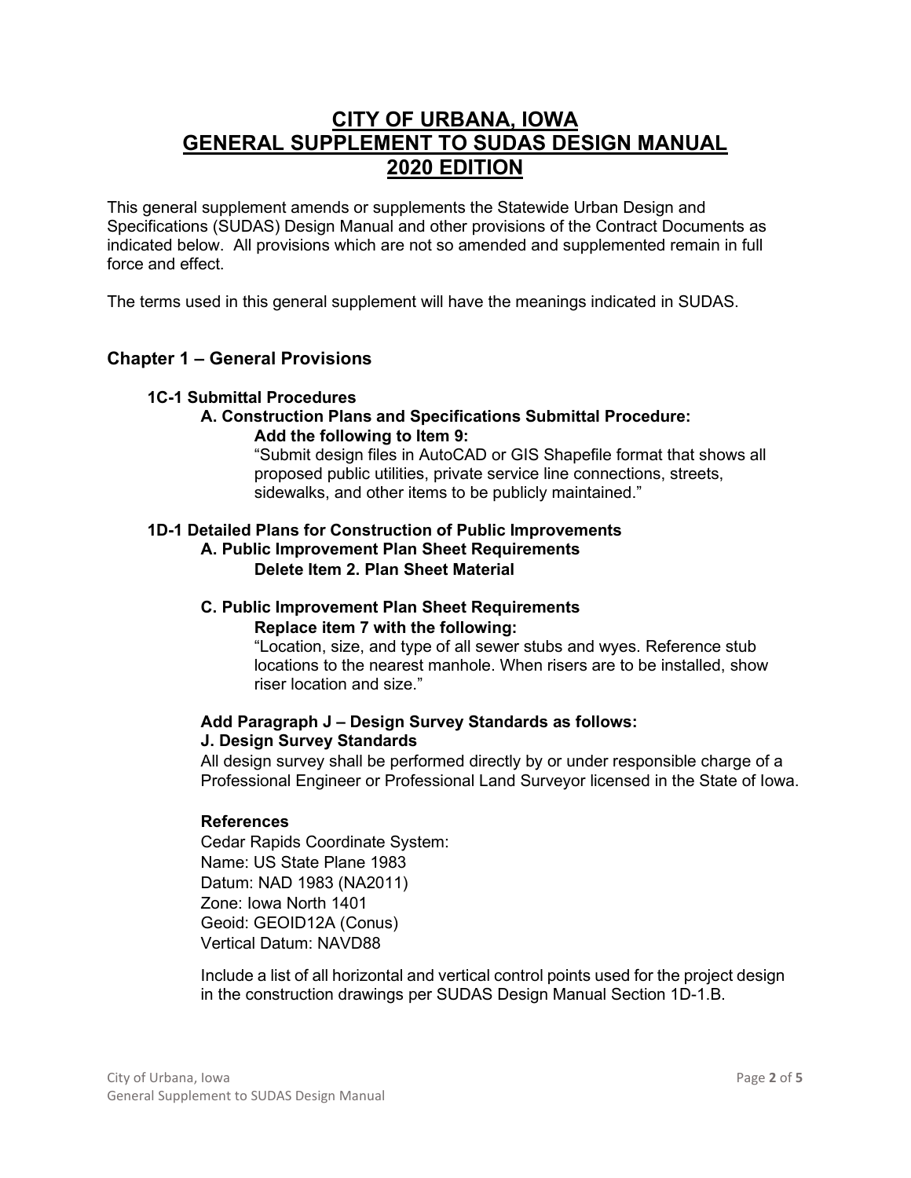# CITY OF URBANA, IOWA
# GENERAL SUPPLEMENT TO SUDAS DESIGN MANUAL
# 2020 EDITION

This general supplement amends or supplements the Statewide Urban Design and Specifications (SUDAS) Design Manual and other provisions of the Contract Documents as indicated below. All provisions which are not so amended and supplemented remain in full force and effect.

The terms used in this general supplement will have the meanings indicated in SUDAS.

## Chapter 1 – General Provisions

### 1C-1 Submittal Procedures

#### A. Construction Plans and Specifications Submittal Procedure:

**Add the following to Item 9:**

"Submit design files in AutoCAD or GIS Shapefile format that shows all proposed public utilities, private service line connections, streets, sidewalks, and other items to be publicly maintained."

### 1D-1 Detailed Plans for Construction of Public Improvements

#### A. Public Improvement Plan Sheet Requirements

**Delete Item 2. Plan Sheet Material**

#### C. Public Improvement Plan Sheet Requirements

**Replace item 7 with the following:**

"Location, size, and type of all sewer stubs and wyes. Reference stub locations to the nearest manhole. When risers are to be installed, show riser location and size."

#### Add Paragraph J – Design Survey Standards as follows:

#### J. Design Survey Standards

All design survey shall be performed directly by or under responsible charge of a Professional Engineer or Professional Land Surveyor licensed in the State of Iowa.

**References**

Cedar Rapids Coordinate System:
Name: US State Plane 1983
Datum: NAD 1983 (NA2011)
Zone: Iowa North 1401
Geoid: GEOID12A (Conus)
Vertical Datum: NAVD88

Include a list of all horizontal and vertical control points used for the project design in the construction drawings per SUDAS Design Manual Section 1D-1.B.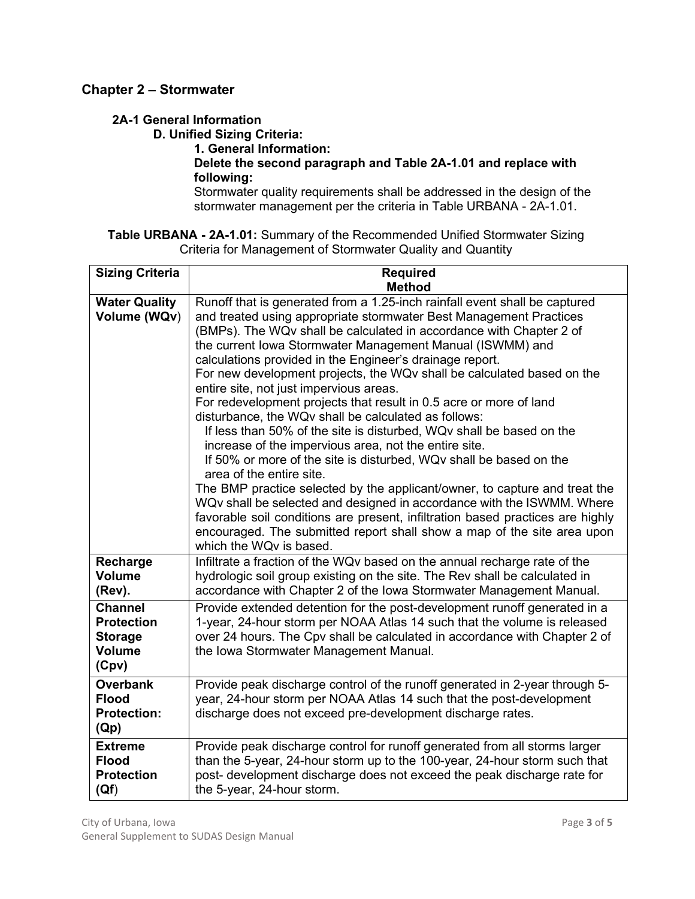## Chapter 2 – Stormwater

### 2A-1 General Information

#### D. Unified Sizing Criteria:

**1. General Information:**

**Delete the second paragraph and Table 2A-1.01 and replace with following:**

Stormwater quality requirements shall be addressed in the design of the stormwater management per the criteria in Table URBANA - 2A-1.01.

**Table URBANA - 2A-1.01:** Summary of the Recommended Unified Stormwater Sizing Criteria for Management of Stormwater Quality and Quantity

| Sizing Criteria | Required Method |
|---|---|
| **Water Quality Volume (WQv)** | Runoff that is generated from a 1.25-inch rainfall event shall be captured and treated using appropriate stormwater Best Management Practices (BMPs). The WQv shall be calculated in accordance with Chapter 2 of the current Iowa Stormwater Management Manual (ISWMM) and calculations provided in the Engineer's drainage report.<br>For new development projects, the WQv shall be calculated based on the entire site, not just impervious areas.<br>For redevelopment projects that result in 0.5 acre or more of land disturbance, the WQv shall be calculated as follows:<br>If less than 50% of the site is disturbed, WQv shall be based on the increase of the impervious area, not the entire site.<br>If 50% or more of the site is disturbed, WQv shall be based on the area of the entire site.<br>The BMP practice selected by the applicant/owner, to capture and treat the WQv shall be selected and designed in accordance with the ISWMM. Where favorable soil conditions are present, infiltration based practices are highly encouraged. The submitted report shall show a map of the site area upon which the WQv is based. |
| **Recharge Volume (Rev).** | Infiltrate a fraction of the WQv based on the annual recharge rate of the hydrologic soil group existing on the site. The Rev shall be calculated in accordance with Chapter 2 of the Iowa Stormwater Management Manual. |
| **Channel Protection Storage Volume (Cpv)** | Provide extended detention for the post-development runoff generated in a 1-year, 24-hour storm per NOAA Atlas 14 such that the volume is released over 24 hours. The Cpv shall be calculated in accordance with Chapter 2 of the Iowa Stormwater Management Manual. |
| **Overbank Flood Protection: (Qp)** | Provide peak discharge control of the runoff generated in 2-year through 5-year, 24-hour storm per NOAA Atlas 14 such that the post-development discharge does not exceed pre-development discharge rates. |
| **Extreme Flood Protection (Qf)** | Provide peak discharge control for runoff generated from all storms larger than the 5-year, 24-hour storm up to the 100-year, 24-hour storm such that post- development discharge does not exceed the peak discharge rate for the 5-year, 24-hour storm. |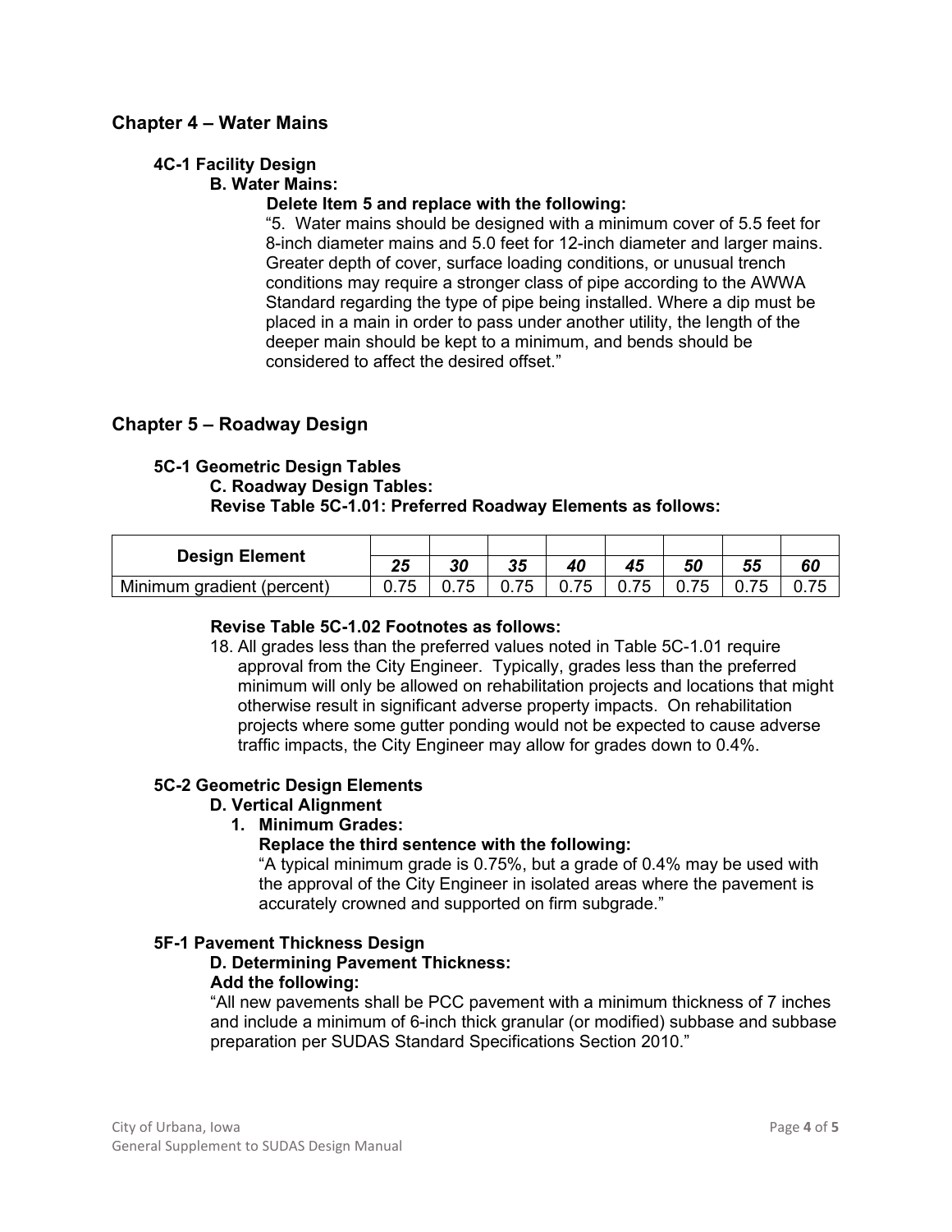## Chapter 4 – Water Mains

### 4C-1 Facility Design

**B. Water Mains:**

**Delete Item 5 and replace with the following:**

"5. Water mains should be designed with a minimum cover of 5.5 feet for 8-inch diameter mains and 5.0 feet for 12-inch diameter and larger mains. Greater depth of cover, surface loading conditions, or unusual trench conditions may require a stronger class of pipe according to the AWWA Standard regarding the type of pipe being installed. Where a dip must be placed in a main in order to pass under another utility, the length of the deeper main should be kept to a minimum, and bends should be considered to affect the desired offset."

## Chapter 5 – Roadway Design

### 5C-1 Geometric Design Tables

**C. Roadway Design Tables:**

**Revise Table 5C-1.01: Preferred Roadway Elements as follows:**

| Design Element | *25* | *30* | *35* | *40* | *45* | *50* | *55* | *60* |
|---|---|---|---|---|---|---|---|---|
| Minimum gradient (percent) | 0.75 | 0.75 | 0.75 | 0.75 | 0.75 | 0.75 | 0.75 | 0.75 |

**Revise Table 5C-1.02 Footnotes as follows:**

18. All grades less than the preferred values noted in Table 5C-1.01 require approval from the City Engineer. Typically, grades less than the preferred minimum will only be allowed on rehabilitation projects and locations that might otherwise result in significant adverse property impacts. On rehabilitation projects where some gutter ponding would not be expected to cause adverse traffic impacts, the City Engineer may allow for grades down to 0.4%.

### 5C-2 Geometric Design Elements

**D. Vertical Alignment**

**1. Minimum Grades:**

**Replace the third sentence with the following:**

"A typical minimum grade is 0.75%, but a grade of 0.4% may be used with the approval of the City Engineer in isolated areas where the pavement is accurately crowned and supported on firm subgrade."

### 5F-1 Pavement Thickness Design

**D. Determining Pavement Thickness:**

**Add the following:**

"All new pavements shall be PCC pavement with a minimum thickness of 7 inches and include a minimum of 6-inch thick granular (or modified) subbase and subbase preparation per SUDAS Standard Specifications Section 2010."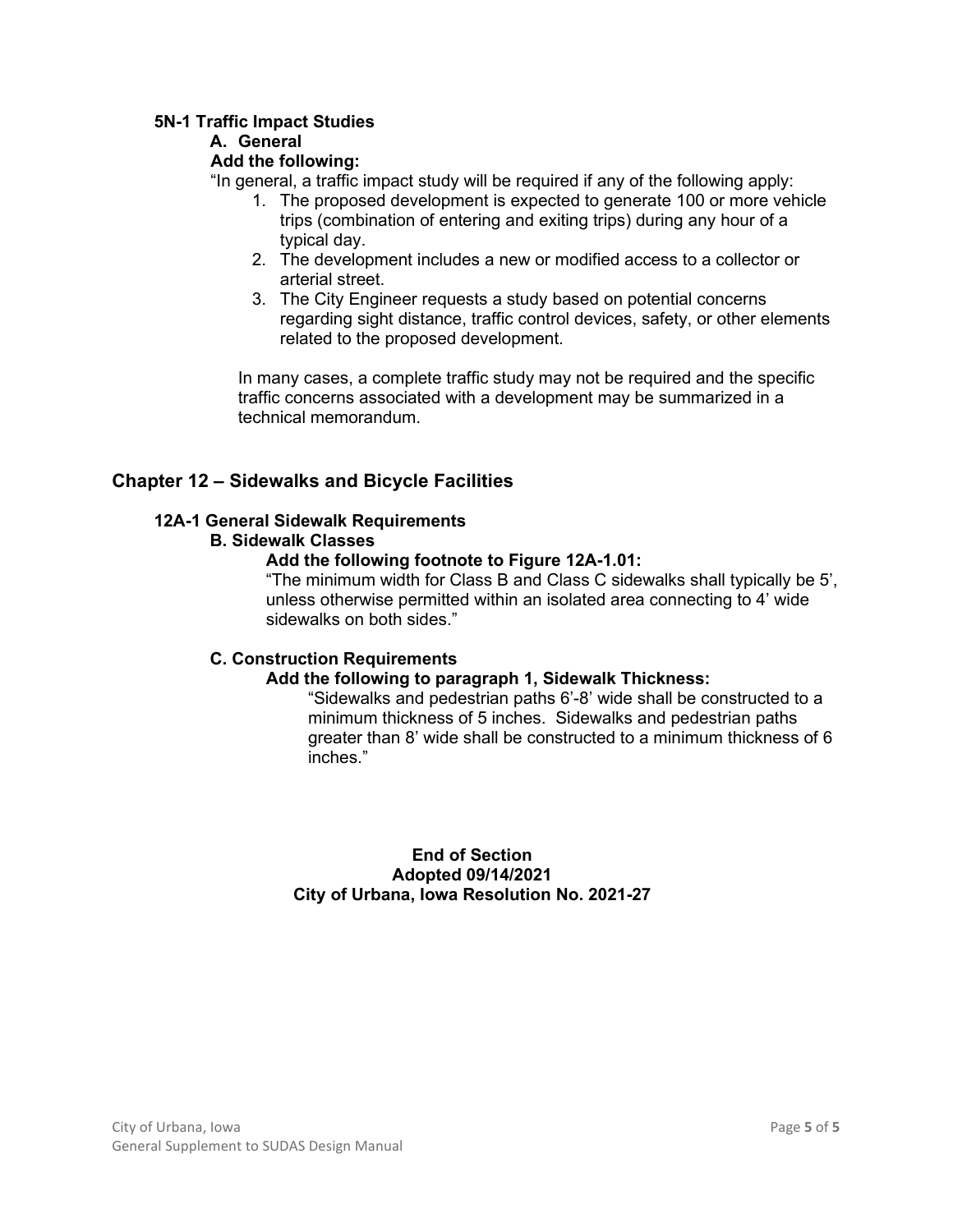### 5N-1 Traffic Impact Studies

**A. General**

**Add the following:**

"In general, a traffic impact study will be required if any of the following apply:

1. The proposed development is expected to generate 100 or more vehicle trips (combination of entering and exiting trips) during any hour of a typical day.
2. The development includes a new or modified access to a collector or arterial street.
3. The City Engineer requests a study based on potential concerns regarding sight distance, traffic control devices, safety, or other elements related to the proposed development.

In many cases, a complete traffic study may not be required and the specific traffic concerns associated with a development may be summarized in a technical memorandum.

## Chapter 12 – Sidewalks and Bicycle Facilities

### 12A-1 General Sidewalk Requirements

**B. Sidewalk Classes**

**Add the following footnote to Figure 12A-1.01:**

"The minimum width for Class B and Class C sidewalks shall typically be 5', unless otherwise permitted within an isolated area connecting to 4' wide sidewalks on both sides."

**C. Construction Requirements**

**Add the following to paragraph 1, Sidewalk Thickness:**

"Sidewalks and pedestrian paths 6'-8' wide shall be constructed to a minimum thickness of 5 inches. Sidewalks and pedestrian paths greater than 8' wide shall be constructed to a minimum thickness of 6 inches."

**End of Section**
**Adopted 09/14/2021**
**City of Urbana, Iowa Resolution No. 2021-27**